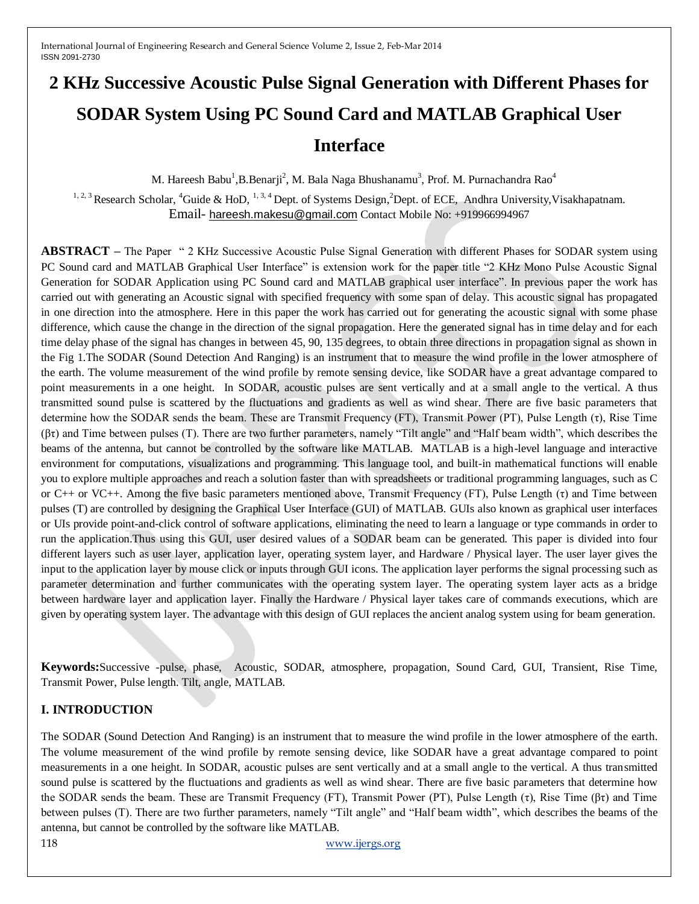# 2 KHz Successive Acoustic Pulse Signal Generation with Different Phases for SODAR System Using PC Sound Card and MATLAB Graphical User Interface

M. Hareesh Babu[1], B.Benarji[2], M. Bala Naga Bhushanamu[3], Prof. M. Purnachandra Rao[4]

[1, 2, 3] Research Scholar, [4] Guide & HoD, [1, 3, 4] Dept. of Systems Design, [2] Dept. of ECE, Andhra University, Visakhapatnam.

Email- hareesh.makesu@gmail.com Contact Mobile No: +919966994967

**ABSTRACT –** The Paper " 2 KHz Successive Acoustic Pulse Signal Generation with different Phases for SODAR system using PC Sound card and MATLAB Graphical User Interface" is extension work for the paper title "2 KHz Mono Pulse Acoustic Signal Generation for SODAR Application using PC Sound card and MATLAB graphical user interface". In previous paper the work has carried out with generating an Acoustic signal with specified frequency with some span of delay. This acoustic signal has propagated in one direction into the atmosphere. Here in this paper the work has carried out for generating the acoustic signal with some phase difference, which cause the change in the direction of the signal propagation. Here the generated signal has in time delay and for each time delay phase of the signal has changes in between 45, 90, 135 degrees, to obtain three directions in propagation signal as shown in the Fig 1.The SODAR (Sound Detection And Ranging) is an instrument that to measure the wind profile in the lower atmosphere of the earth. The volume measurement of the wind profile by remote sensing device, like SODAR have a great advantage compared to point measurements in a one height. In SODAR, acoustic pulses are sent vertically and at a small angle to the vertical. A thus transmitted sound pulse is scattered by the fluctuations and gradients as well as wind shear. There are five basic parameters that determine how the SODAR sends the beam. These are Transmit Frequency (FT), Transmit Power (PT), Pulse Length ($\tau$), Rise Time ($\beta\tau$) and Time between pulses (T). There are two further parameters, namely "Tilt angle" and "Half beam width", which describes the beams of the antenna, but cannot be controlled by the software like MATLAB. MATLAB is a high-level language and interactive environment for computations, visualizations and programming. This language tool, and built-in mathematical functions will enable you to explore multiple approaches and reach a solution faster than with spreadsheets or traditional programming languages, such as C or C++ or VC++. Among the five basic parameters mentioned above, Transmit Frequency (FT), Pulse Length ($\tau$) and Time between pulses (T) are controlled by designing the Graphical User Interface (GUI) of MATLAB. GUIs also known as graphical user interfaces or UIs provide point-and-click control of software applications, eliminating the need to learn a language or type commands in order to run the application.Thus using this GUI, user desired values of a SODAR beam can be generated. This paper is divided into four different layers such as user layer, application layer, operating system layer, and Hardware / Physical layer. The user layer gives the input to the application layer by mouse click or inputs through GUI icons. The application layer performs the signal processing such as parameter determination and further communicates with the operating system layer. The operating system layer acts as a bridge between hardware layer and application layer. Finally the Hardware / Physical layer takes care of commands executions, which are given by operating system layer. The advantage with this design of GUI replaces the ancient analog system using for beam generation.

**Keywords:** Successive -pulse, phase, Acoustic, SODAR, atmosphere, propagation, Sound Card, GUI, Transient, Rise Time, Transmit Power, Pulse length. Tilt, angle, MATLAB.

## I. INTRODUCTION

The SODAR (Sound Detection And Ranging) is an instrument that to measure the wind profile in the lower atmosphere of the earth. The volume measurement of the wind profile by remote sensing device, like SODAR have a great advantage compared to point measurements in a one height. In SODAR, acoustic pulses are sent vertically and at a small angle to the vertical. A thus transmitted sound pulse is scattered by the fluctuations and gradients as well as wind shear. There are five basic parameters that determine how the SODAR sends the beam. These are Transmit Frequency (FT), Transmit Power (PT), Pulse Length ($\tau$), Rise Time ($\beta\tau$) and Time between pulses (T). There are two further parameters, namely "Tilt angle" and "Half beam width", which describes the beams of the antenna, but cannot be controlled by the software like MATLAB.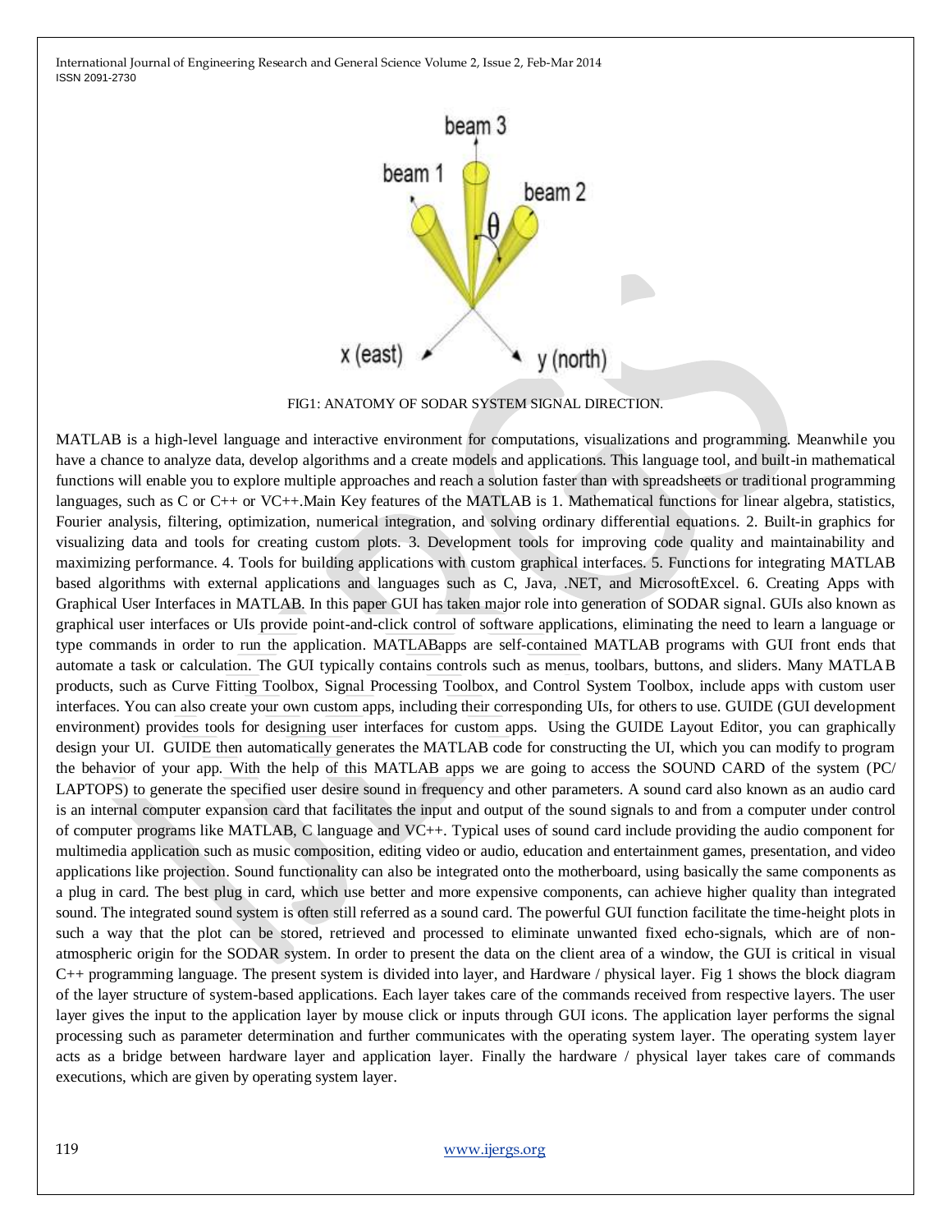FIG1: ANATOMY OF SODAR SYSTEM SIGNAL DIRECTION.

MATLAB is a high-level language and interactive environment for computations, visualizations and programming. Meanwhile you have a chance to analyze data, develop algorithms and a create models and applications. This language tool, and built-in mathematical functions will enable you to explore multiple approaches and reach a solution faster than with spreadsheets or traditional programming languages, such as C or C++ or VC++.Main Key features of the MATLAB is 1. Mathematical functions for linear algebra, statistics, Fourier analysis, filtering, optimization, numerical integration, and solving ordinary differential equations. 2. Built-in graphics for visualizing data and tools for creating custom plots. 3. Development tools for improving code quality and maintainability and maximizing performance. 4. Tools for building applications with custom graphical interfaces. 5. Functions for integrating MATLAB based algorithms with external applications and languages such as C, Java, .NET, and MicrosoftExcel. 6. Creating Apps with Graphical User Interfaces in MATLAB. In this paper GUI has taken major role into generation of SODAR signal. GUIs also known as graphical user interfaces or UIs provide point-and-click control of software applications, eliminating the need to learn a language or type commands in order to run the application. MATLABapps are self-contained MATLAB programs with GUI front ends that automate a task or calculation. The GUI typically contains controls such as menus, toolbars, buttons, and sliders. Many MATLAB products, such as Curve Fitting Toolbox, Signal Processing Toolbox, and Control System Toolbox, include apps with custom user interfaces. You can also create your own custom apps, including their corresponding UIs, for others to use. GUIDE (GUI development environment) provides tools for designing user interfaces for custom apps. Using the GUIDE Layout Editor, you can graphically design your UI. GUIDE then automatically generates the MATLAB code for constructing the UI, which you can modify to program the behavior of your app. With the help of this MATLAB apps we are going to access the SOUND CARD of the system (PC/ LAPTOPS) to generate the specified user desire sound in frequency and other parameters. A sound card also known as an audio card is an internal computer expansion card that facilitates the input and output of the sound signals to and from a computer under control of computer programs like MATLAB, C language and VC++. Typical uses of sound card include providing the audio component for multimedia application such as music composition, editing video or audio, education and entertainment games, presentation, and video applications like projection. Sound functionality can also be integrated onto the motherboard, using basically the same components as a plug in card. The best plug in card, which use better and more expensive components, can achieve higher quality than integrated sound. The integrated sound system is often still referred as a sound card. The powerful GUI function facilitate the time-height plots in such a way that the plot can be stored, retrieved and processed to eliminate unwanted fixed echo-signals, which are of non-atmospheric origin for the SODAR system. In order to present the data on the client area of a window, the GUI is critical in visual C++ programming language. The present system is divided into layer, and Hardware / physical layer. Fig 1 shows the block diagram of the layer structure of system-based applications. Each layer takes care of the commands received from respective layers. The user layer gives the input to the application layer by mouse click or inputs through GUI icons. The application layer performs the signal processing such as parameter determination and further communicates with the operating system layer. The operating system layer acts as a bridge between hardware layer and application layer. Finally the hardware / physical layer takes care of commands executions, which are given by operating system layer.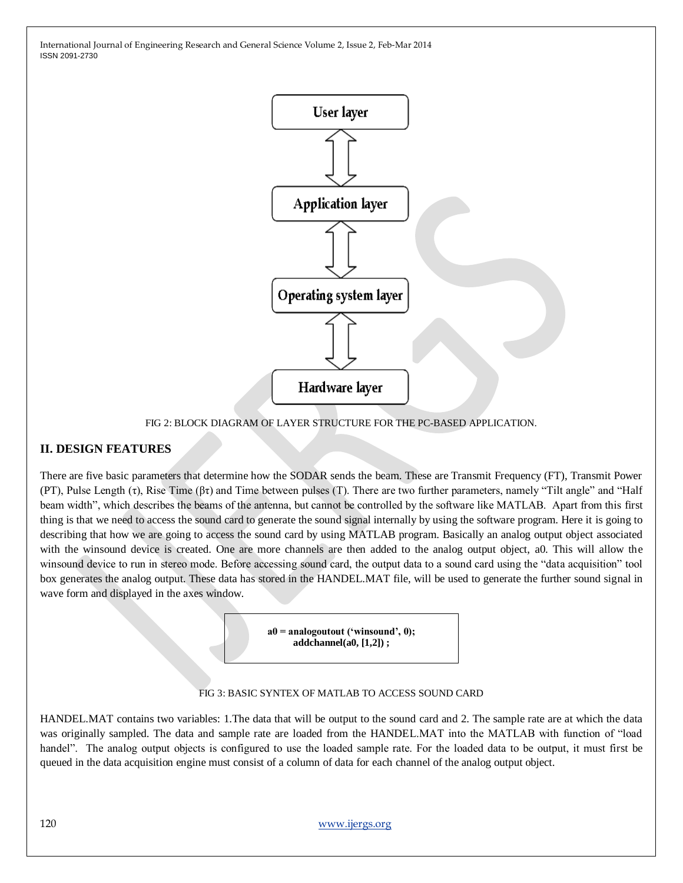User layer

Application layer

Operating system layer

Hardware layer

FIG 2: BLOCK DIAGRAM OF LAYER STRUCTURE FOR THE PC-BASED APPLICATION.

## II. DESIGN FEATURES

There are five basic parameters that determine how the SODAR sends the beam. These are Transmit Frequency (FT), Transmit Power (PT), Pulse Length (τ), Rise Time (βτ) and Time between pulses (T). There are two further parameters, namely "Tilt angle" and "Half beam width", which describes the beams of the antenna, but cannot be controlled by the software like MATLAB. Apart from this first thing is that we need to access the sound card to generate the sound signal internally by using the software program. Here it is going to describing that how we are going to access the sound card by using MATLAB program. Basically an analog output object associated with the winsound device is created. One are more channels are then added to the analog output object, a0. This will allow the winsound device to run in stereo mode. Before accessing sound card, the output data to a sound card using the "data acquisition" tool box generates the analog output. These data has stored in the HANDEL.MAT file, will be used to generate the further sound signal in wave form and displayed in the axes window.

```
a0 = analogoutout ('winsound', 0);
addchannel(a0, [1,2]) ;
```

FIG 3: BASIC SYNTEX OF MATLAB TO ACCESS SOUND CARD

HANDEL.MAT contains two variables: 1.The data that will be output to the sound card and 2. The sample rate are at which the data was originally sampled. The data and sample rate are loaded from the HANDEL.MAT into the MATLAB with function of "load handel". The analog output objects is configured to use the loaded sample rate. For the loaded data to be output, it must first be queued in the data acquisition engine must consist of a column of data for each channel of the analog output object.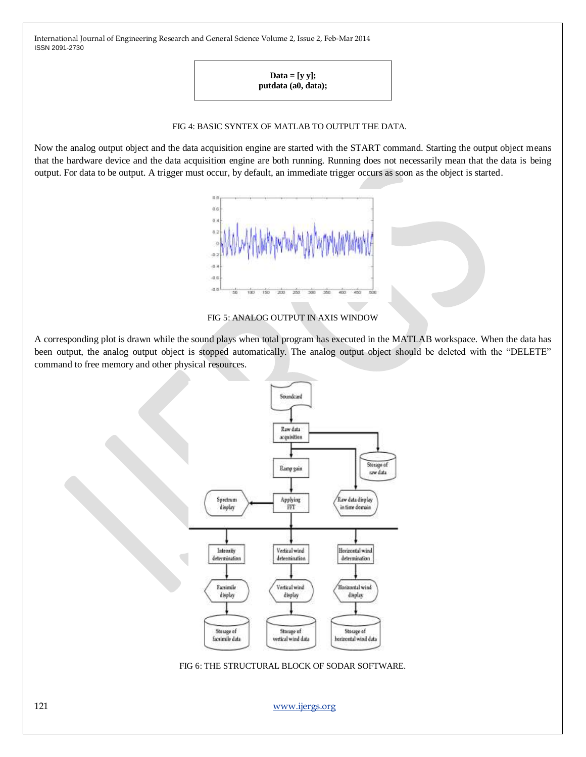```
Data = [y y];
putdata (a0, data);
```

FIG 4: BASIC SYNTEX OF MATLAB TO OUTPUT THE DATA.

Now the analog output object and the data acquisition engine are started with the START command. Starting the output object means that the hardware device and the data acquisition engine are both running. Running does not necessarily mean that the data is being output. For data to be output. A trigger must occur, by default, an immediate trigger occurs as soon as the object is started.

FIG 5: ANALOG OUTPUT IN AXIS WINDOW

A corresponding plot is drawn while the sound plays when total program has executed in the MATLAB workspace. When the data has been output, the analog output object is stopped automatically. The analog output object should be deleted with the "DELETE" command to free memory and other physical resources.

FIG 6: THE STRUCTURAL BLOCK OF SODAR SOFTWARE.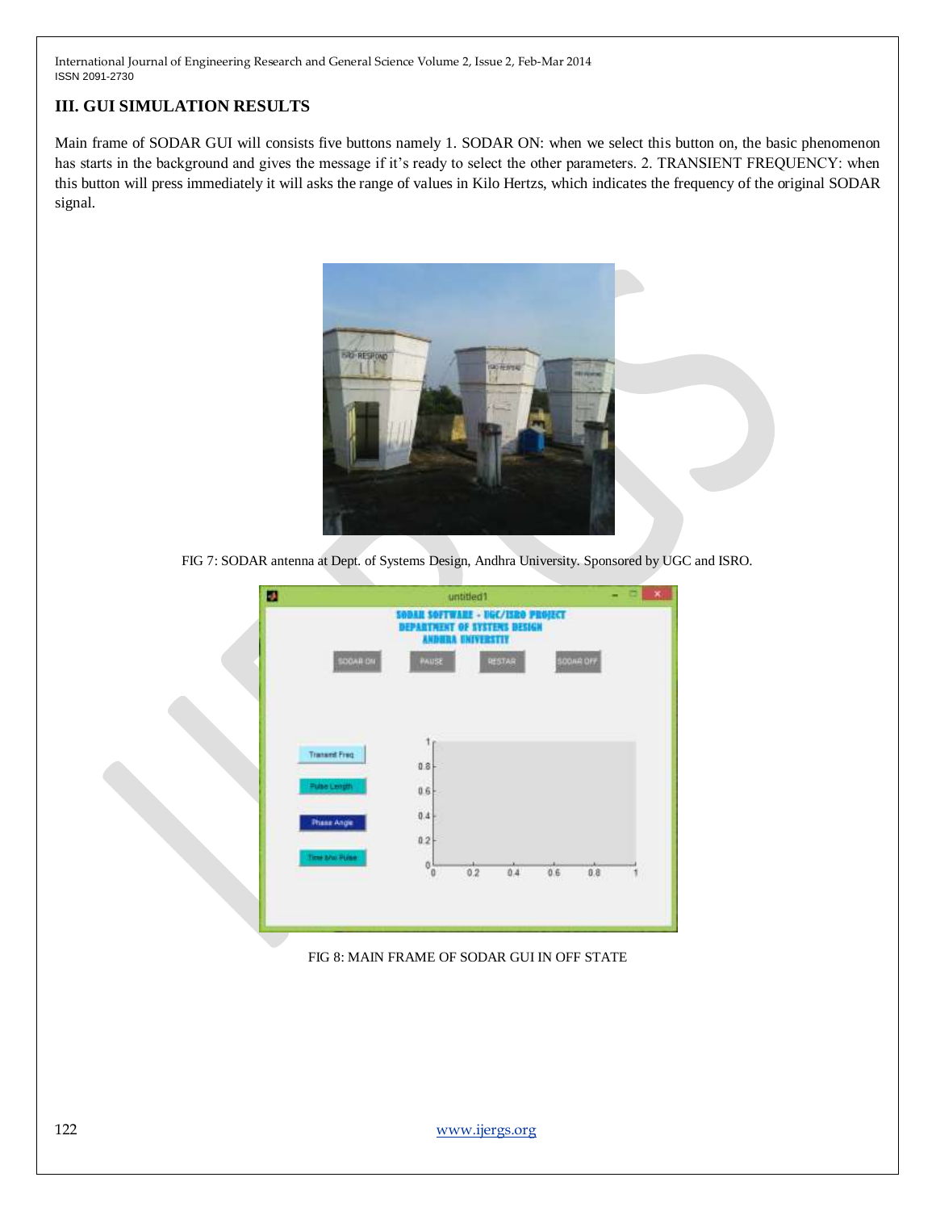## III. GUI SIMULATION RESULTS

Main frame of SODAR GUI will consists five buttons namely 1. SODAR ON: when we select this button on, the basic phenomenon has starts in the background and gives the message if it's ready to select the other parameters. 2. TRANSIENT FREQUENCY: when this button will press immediately it will asks the range of values in Kilo Hertzs, which indicates the frequency of the original SODAR signal.

FIG 7: SODAR antenna at Dept. of Systems Design, Andhra University. Sponsored by UGC and ISRO.

FIG 8: MAIN FRAME OF SODAR GUI IN OFF STATE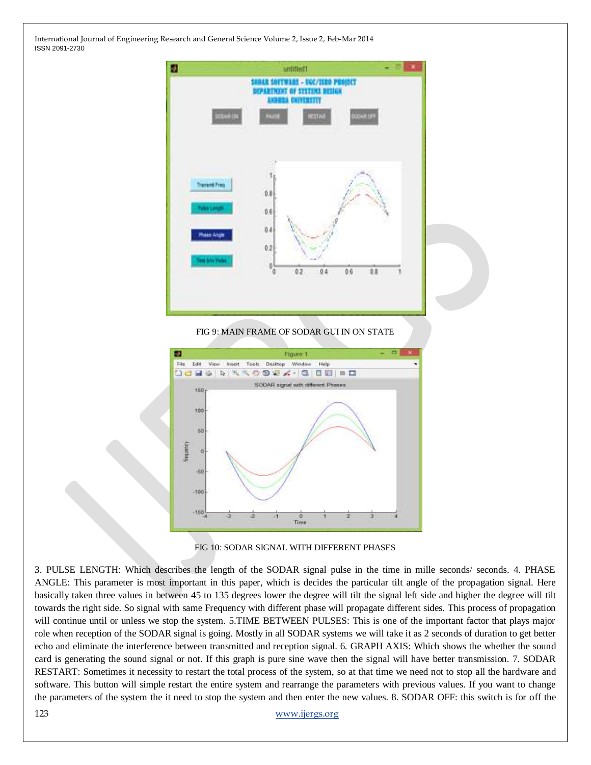FIG 9: MAIN FRAME OF SODAR GUI IN ON STATE

FIG 10: SODAR SIGNAL WITH DIFFERENT PHASES

3. PULSE LENGTH: Which describes the length of the SODAR signal pulse in the time in mille seconds/ seconds. 4. PHASE ANGLE: This parameter is most important in this paper, which is decides the particular tilt angle of the propagation signal. Here basically taken three values in between 45 to 135 degrees lower the degree will tilt the signal left side and higher the degree will tilt towards the right side. So signal with same Frequency with different phase will propagate different sides. This process of propagation will continue until or unless we stop the system. 5.TIME BETWEEN PULSES: This is one of the important factor that plays major role when reception of the SODAR signal is going. Mostly in all SODAR systems we will take it as 2 seconds of duration to get better echo and eliminate the interference between transmitted and reception signal. 6. GRAPH AXIS: Which shows the whether the sound card is generating the sound signal or not. If this graph is pure sine wave then the signal will have better transmission. 7. SODAR RESTART: Sometimes it necessity to restart the total process of the system, so at that time we need not to stop all the hardware and software. This button will simple restart the entire system and rearrange the parameters with previous values. If you want to change the parameters of the system the it need to stop the system and then enter the new values. 8. SODAR OFF: this switch is for off the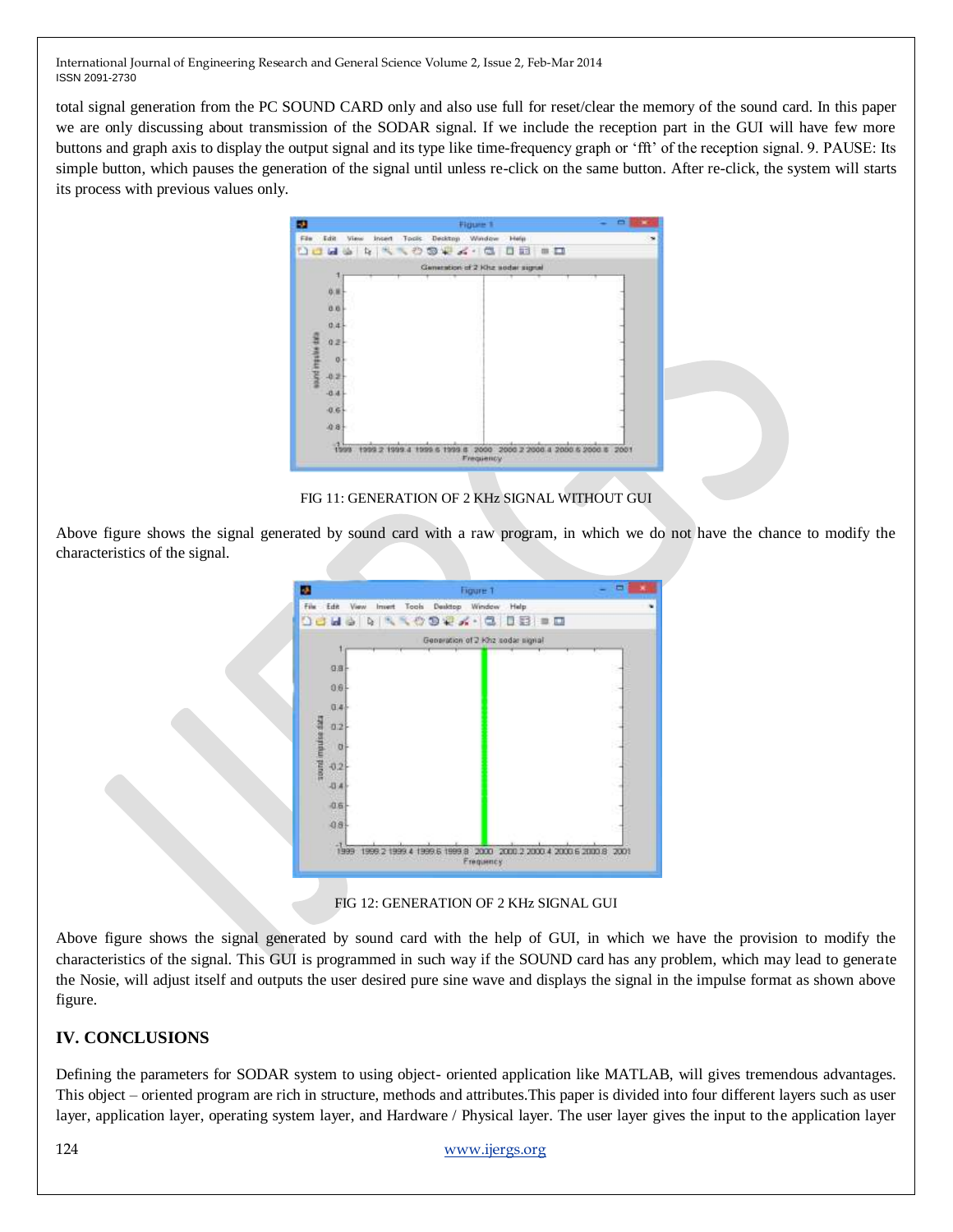total signal generation from the PC SOUND CARD only and also use full for reset/clear the memory of the sound card. In this paper we are only discussing about transmission of the SODAR signal. If we include the reception part in the GUI will have few more buttons and graph axis to display the output signal and its type like time-frequency graph or 'fft' of the reception signal. 9. PAUSE: Its simple button, which pauses the generation of the signal until unless re-click on the same button. After re-click, the system will starts its process with previous values only.

FIG 11: GENERATION OF 2 KHz SIGNAL WITHOUT GUI

Above figure shows the signal generated by sound card with a raw program, in which we do not have the chance to modify the characteristics of the signal.

FIG 12: GENERATION OF 2 KHz SIGNAL GUI

Above figure shows the signal generated by sound card with the help of GUI, in which we have the provision to modify the characteristics of the signal. This GUI is programmed in such way if the SOUND card has any problem, which may lead to generate the Nosie, will adjust itself and outputs the user desired pure sine wave and displays the signal in the impulse format as shown above figure.

## IV. CONCLUSIONS

Defining the parameters for SODAR system to using object- oriented application like MATLAB, will gives tremendous advantages. This object – oriented program are rich in structure, methods and attributes.This paper is divided into four different layers such as user layer, application layer, operating system layer, and Hardware / Physical layer. The user layer gives the input to the application layer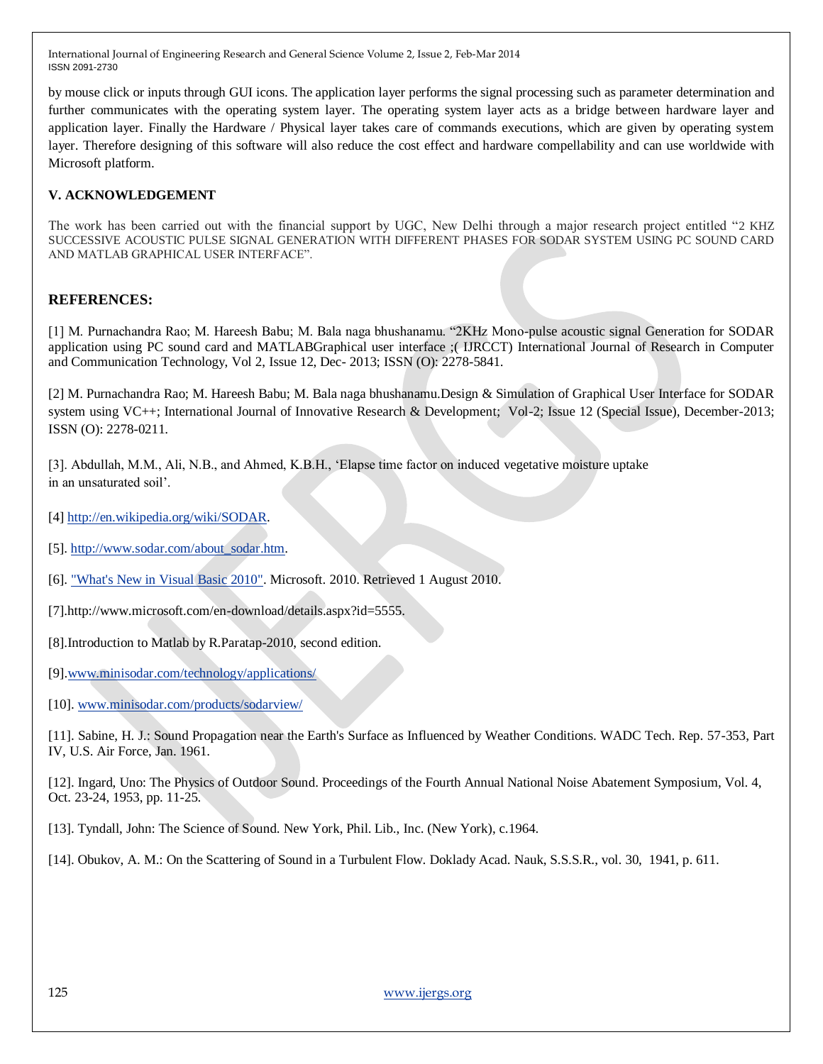by mouse click or inputs through GUI icons. The application layer performs the signal processing such as parameter determination and further communicates with the operating system layer. The operating system layer acts as a bridge between hardware layer and application layer. Finally the Hardware / Physical layer takes care of commands executions, which are given by operating system layer. Therefore designing of this software will also reduce the cost effect and hardware compellability and can use worldwide with Microsoft platform.

## V. ACKNOWLEDGEMENT

The work has been carried out with the financial support by UGC, New Delhi through a major research project entitled "2 KHZ SUCCESSIVE ACOUSTIC PULSE SIGNAL GENERATION WITH DIFFERENT PHASES FOR SODAR SYSTEM USING PC SOUND CARD AND MATLAB GRAPHICAL USER INTERFACE".

## REFERENCES:

[1] M. Purnachandra Rao; M. Hareesh Babu; M. Bala naga bhushanamu. "2KHz Mono-pulse acoustic signal Generation for SODAR application using PC sound card and MATLABGraphical user interface ;( IJRCCT) International Journal of Research in Computer and Communication Technology, Vol 2, Issue 12, Dec- 2013; ISSN (O): 2278-5841.

[2] M. Purnachandra Rao; M. Hareesh Babu; M. Bala naga bhushanamu.Design & Simulation of Graphical User Interface for SODAR system using VC++; International Journal of Innovative Research & Development; Vol-2; Issue 12 (Special Issue), December-2013; ISSN (O): 2278-0211.

[3]. Abdullah, M.M., Ali, N.B., and Ahmed, K.B.H., 'Elapse time factor on induced vegetative moisture uptake in an unsaturated soil'.

[4] http://en.wikipedia.org/wiki/SODAR.

[5]. http://www.sodar.com/about_sodar.htm.

[6]. "What's New in Visual Basic 2010". Microsoft. 2010. Retrieved 1 August 2010.

[7].http://www.microsoft.com/en-download/details.aspx?id=5555.

[8].Introduction to Matlab by R.Paratap-2010, second edition.

[9].www.minisodar.com/technology/applications/

[10]. www.minisodar.com/products/sodarview/

[11]. Sabine, H. J.: Sound Propagation near the Earth's Surface as Influenced by Weather Conditions. WADC Tech. Rep. 57-353, Part IV, U.S. Air Force, Jan. 1961.

[12]. Ingard, Uno: The Physics of Outdoor Sound. Proceedings of the Fourth Annual National Noise Abatement Symposium, Vol. 4, Oct. 23-24, 1953, pp. 11-25.

[13]. Tyndall, John: The Science of Sound. New York, Phil. Lib., Inc. (New York), c.1964.

[14]. Obukov, A. M.: On the Scattering of Sound in a Turbulent Flow. Doklady Acad. Nauk, S.S.S.R., vol. 30, 1941, p. 611.